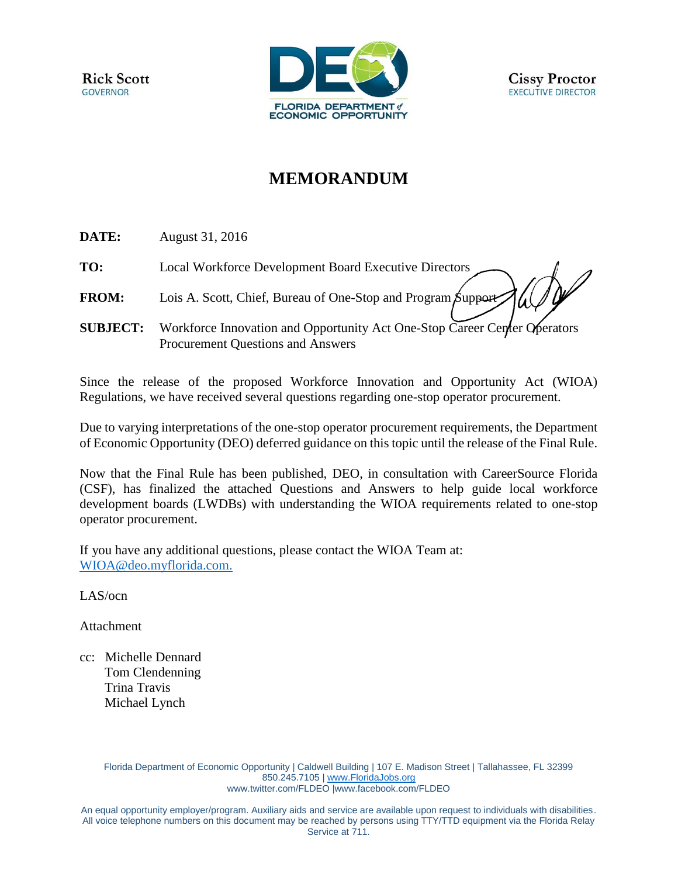Rick Scott
GOVERNOR

FLORIDA DEPARTMENT of ECONOMIC OPPORTUNITY

Cissy Proctor
EXECUTIVE DIRECTOR

# MEMORANDUM

**DATE:** August 31, 2016

**TO:** Local Workforce Development Board Executive Directors

**FROM:** Lois A. Scott, Chief, Bureau of One-Stop and Program Support

**SUBJECT:** Workforce Innovation and Opportunity Act One-Stop Career Center Operators Procurement Questions and Answers

Since the release of the proposed Workforce Innovation and Opportunity Act (WIOA) Regulations, we have received several questions regarding one-stop operator procurement.

Due to varying interpretations of the one-stop operator procurement requirements, the Department of Economic Opportunity (DEO) deferred guidance on this topic until the release of the Final Rule.

Now that the Final Rule has been published, DEO, in consultation with CareerSource Florida (CSF), has finalized the attached Questions and Answers to help guide local workforce development boards (LWDBs) with understanding the WIOA requirements related to one-stop operator procurement.

If you have any additional questions, please contact the WIOA Team at: WIOA@deo.myflorida.com.

LAS/ocn

Attachment

cc: Michelle Dennard
Tom Clendenning
Trina Travis
Michael Lynch

Florida Department of Economic Opportunity | Caldwell Building | 107 E. Madison Street | Tallahassee, FL 32399
850.245.7105 | www.FloridaJobs.org
www.twitter.com/FLDEO |www.facebook.com/FLDEO

An equal opportunity employer/program. Auxiliary aids and service are available upon request to individuals with disabilities. All voice telephone numbers on this document may be reached by persons using TTY/TTD equipment via the Florida Relay Service at 711.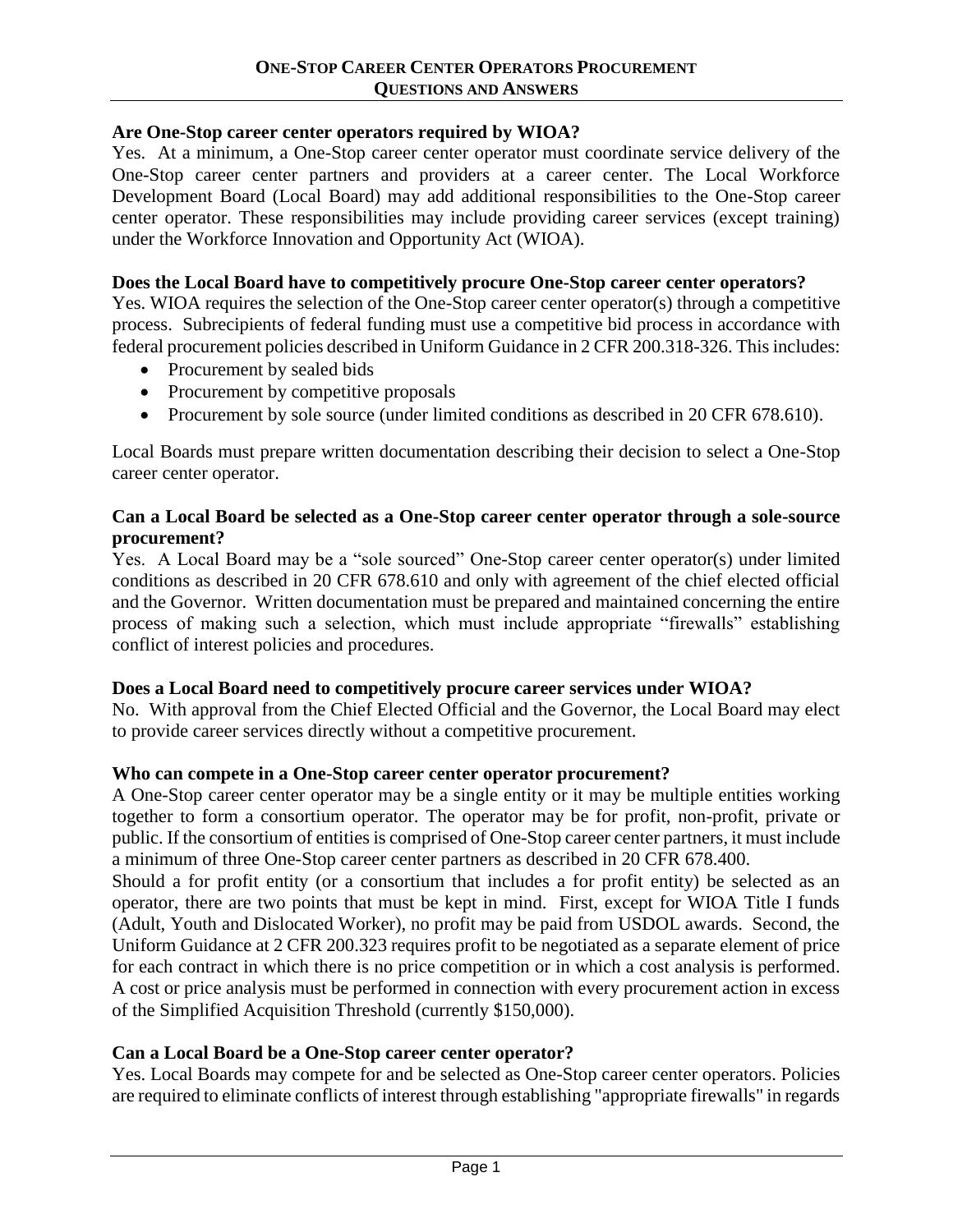## One-Stop Career Center Operators Procurement Questions and Answers

**Are One-Stop career center operators required by WIOA?**

Yes. At a minimum, a One-Stop career center operator must coordinate service delivery of the One-Stop career center partners and providers at a career center. The Local Workforce Development Board (Local Board) may add additional responsibilities to the One-Stop career center operator. These responsibilities may include providing career services (except training) under the Workforce Innovation and Opportunity Act (WIOA).

**Does the Local Board have to competitively procure One-Stop career center operators?**

Yes. WIOA requires the selection of the One-Stop career center operator(s) through a competitive process. Subrecipients of federal funding must use a competitive bid process in accordance with federal procurement policies described in Uniform Guidance in 2 CFR 200.318-326. This includes:

- Procurement by sealed bids
- Procurement by competitive proposals
- Procurement by sole source (under limited conditions as described in 20 CFR 678.610).

Local Boards must prepare written documentation describing their decision to select a One-Stop career center operator.

**Can a Local Board be selected as a One-Stop career center operator through a sole-source procurement?**

Yes. A Local Board may be a "sole sourced" One-Stop career center operator(s) under limited conditions as described in 20 CFR 678.610 and only with agreement of the chief elected official and the Governor. Written documentation must be prepared and maintained concerning the entire process of making such a selection, which must include appropriate "firewalls" establishing conflict of interest policies and procedures.

**Does a Local Board need to competitively procure career services under WIOA?**

No. With approval from the Chief Elected Official and the Governor, the Local Board may elect to provide career services directly without a competitive procurement.

**Who can compete in a One-Stop career center operator procurement?**

A One-Stop career center operator may be a single entity or it may be multiple entities working together to form a consortium operator. The operator may be for profit, non-profit, private or public. If the consortium of entities is comprised of One-Stop career center partners, it must include a minimum of three One-Stop career center partners as described in 20 CFR 678.400.

Should a for profit entity (or a consortium that includes a for profit entity) be selected as an operator, there are two points that must be kept in mind. First, except for WIOA Title I funds (Adult, Youth and Dislocated Worker), no profit may be paid from USDOL awards. Second, the Uniform Guidance at 2 CFR 200.323 requires profit to be negotiated as a separate element of price for each contract in which there is no price competition or in which a cost analysis is performed. A cost or price analysis must be performed in connection with every procurement action in excess of the Simplified Acquisition Threshold (currently $150,000).

**Can a Local Board be a One-Stop career center operator?**

Yes. Local Boards may compete for and be selected as One-Stop career center operators. Policies are required to eliminate conflicts of interest through establishing "appropriate firewalls" in regards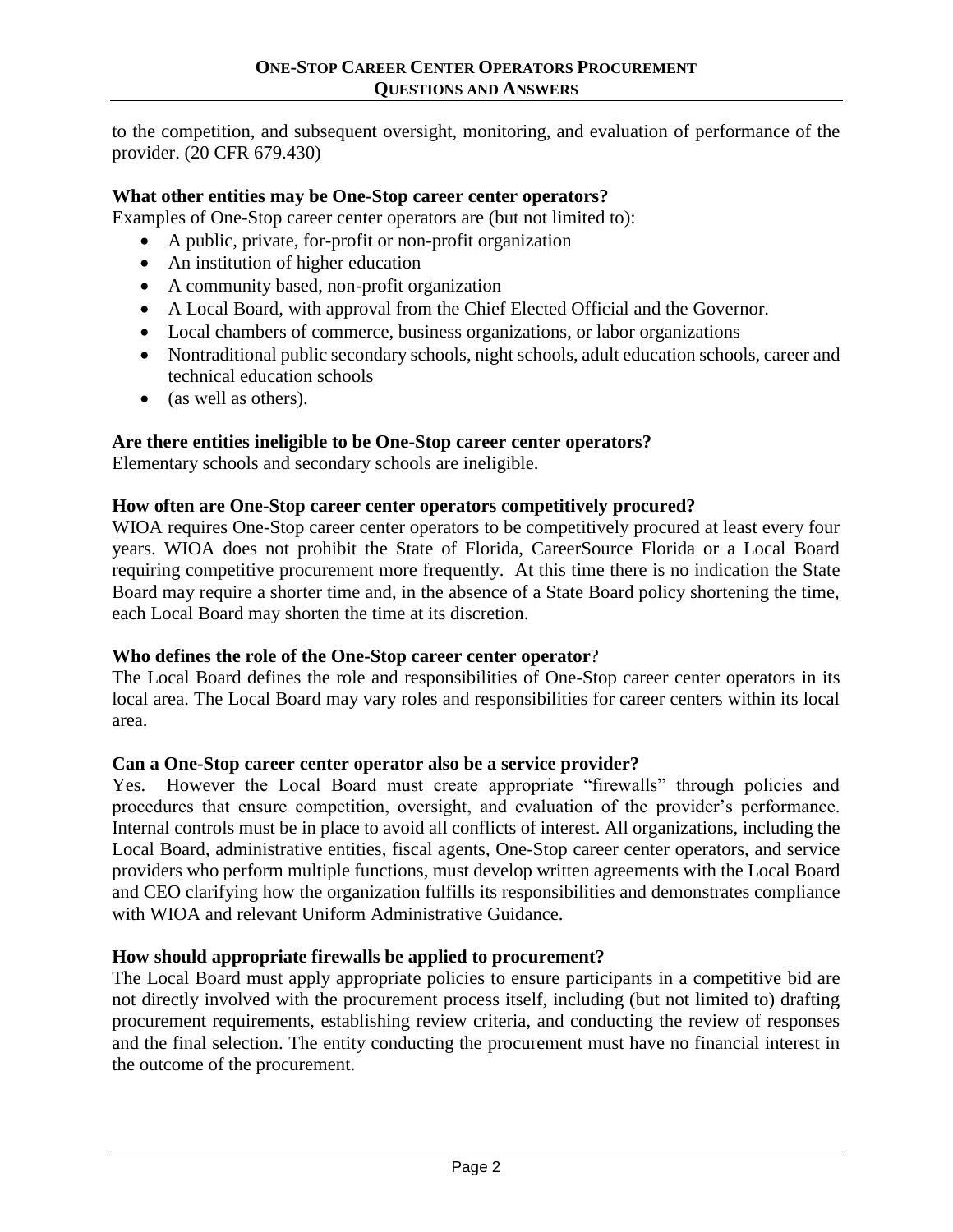to the competition, and subsequent oversight, monitoring, and evaluation of performance of the provider. (20 CFR 679.430)

**What other entities may be One-Stop career center operators?**

Examples of One-Stop career center operators are (but not limited to):

- A public, private, for-profit or non-profit organization
- An institution of higher education
- A community based, non-profit organization
- A Local Board, with approval from the Chief Elected Official and the Governor.
- Local chambers of commerce, business organizations, or labor organizations
- Nontraditional public secondary schools, night schools, adult education schools, career and technical education schools
- (as well as others).

**Are there entities ineligible to be One-Stop career center operators?**

Elementary schools and secondary schools are ineligible.

**How often are One-Stop career center operators competitively procured?**

WIOA requires One-Stop career center operators to be competitively procured at least every four years. WIOA does not prohibit the State of Florida, CareerSource Florida or a Local Board requiring competitive procurement more frequently. At this time there is no indication the State Board may require a shorter time and, in the absence of a State Board policy shortening the time, each Local Board may shorten the time at its discretion.

**Who defines the role of the One-Stop career center operator?**

The Local Board defines the role and responsibilities of One-Stop career center operators in its local area. The Local Board may vary roles and responsibilities for career centers within its local area.

**Can a One-Stop career center operator also be a service provider?**

Yes. However the Local Board must create appropriate "firewalls" through policies and procedures that ensure competition, oversight, and evaluation of the provider's performance. Internal controls must be in place to avoid all conflicts of interest. All organizations, including the Local Board, administrative entities, fiscal agents, One-Stop career center operators, and service providers who perform multiple functions, must develop written agreements with the Local Board and CEO clarifying how the organization fulfills its responsibilities and demonstrates compliance with WIOA and relevant Uniform Administrative Guidance.

**How should appropriate firewalls be applied to procurement?**

The Local Board must apply appropriate policies to ensure participants in a competitive bid are not directly involved with the procurement process itself, including (but not limited to) drafting procurement requirements, establishing review criteria, and conducting the review of responses and the final selection. The entity conducting the procurement must have no financial interest in the outcome of the procurement.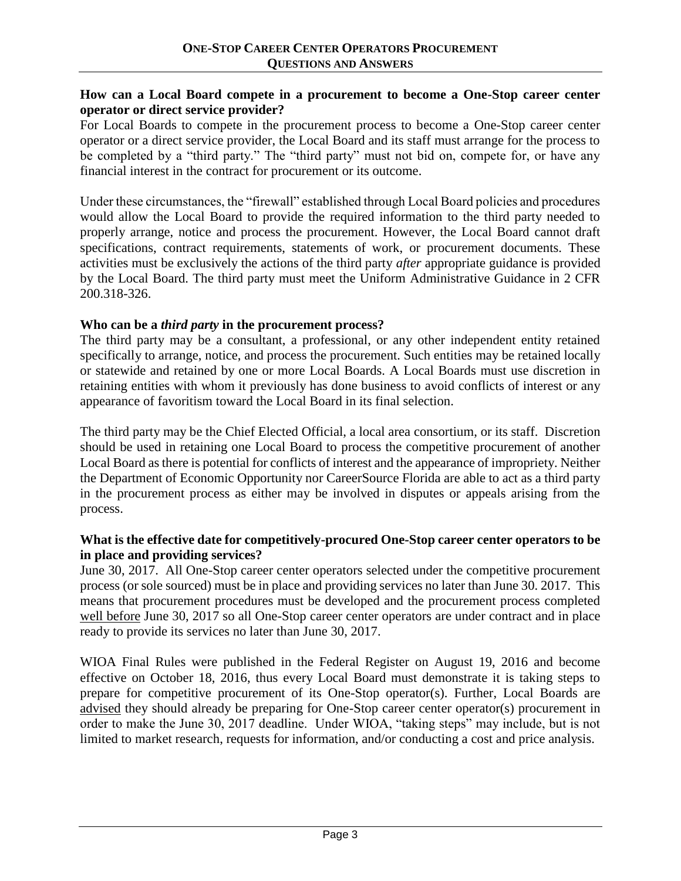**How can a Local Board compete in a procurement to become a One-Stop career center operator or direct service provider?**

For Local Boards to compete in the procurement process to become a One-Stop career center operator or a direct service provider, the Local Board and its staff must arrange for the process to be completed by a "third party." The "third party" must not bid on, compete for, or have any financial interest in the contract for procurement or its outcome.

Under these circumstances, the "firewall" established through Local Board policies and procedures would allow the Local Board to provide the required information to the third party needed to properly arrange, notice and process the procurement. However, the Local Board cannot draft specifications, contract requirements, statements of work, or procurement documents. These activities must be exclusively the actions of the third party *after* appropriate guidance is provided by the Local Board. The third party must meet the Uniform Administrative Guidance in 2 CFR 200.318-326.

**Who can be a *third party* in the procurement process?**

The third party may be a consultant, a professional, or any other independent entity retained specifically to arrange, notice, and process the procurement. Such entities may be retained locally or statewide and retained by one or more Local Boards. A Local Boards must use discretion in retaining entities with whom it previously has done business to avoid conflicts of interest or any appearance of favoritism toward the Local Board in its final selection.

The third party may be the Chief Elected Official, a local area consortium, or its staff. Discretion should be used in retaining one Local Board to process the competitive procurement of another Local Board as there is potential for conflicts of interest and the appearance of impropriety. Neither the Department of Economic Opportunity nor CareerSource Florida are able to act as a third party in the procurement process as either may be involved in disputes or appeals arising from the process.

**What is the effective date for competitively-procured One-Stop career center operators to be in place and providing services?**

June 30, 2017. All One-Stop career center operators selected under the competitive procurement process (or sole sourced) must be in place and providing services no later than June 30. 2017. This means that procurement procedures must be developed and the procurement process completed well before June 30, 2017 so all One-Stop career center operators are under contract and in place ready to provide its services no later than June 30, 2017.

WIOA Final Rules were published in the Federal Register on August 19, 2016 and become effective on October 18, 2016, thus every Local Board must demonstrate it is taking steps to prepare for competitive procurement of its One-Stop operator(s). Further, Local Boards are advised they should already be preparing for One-Stop career center operator(s) procurement in order to make the June 30, 2017 deadline. Under WIOA, "taking steps" may include, but is not limited to market research, requests for information, and/or conducting a cost and price analysis.